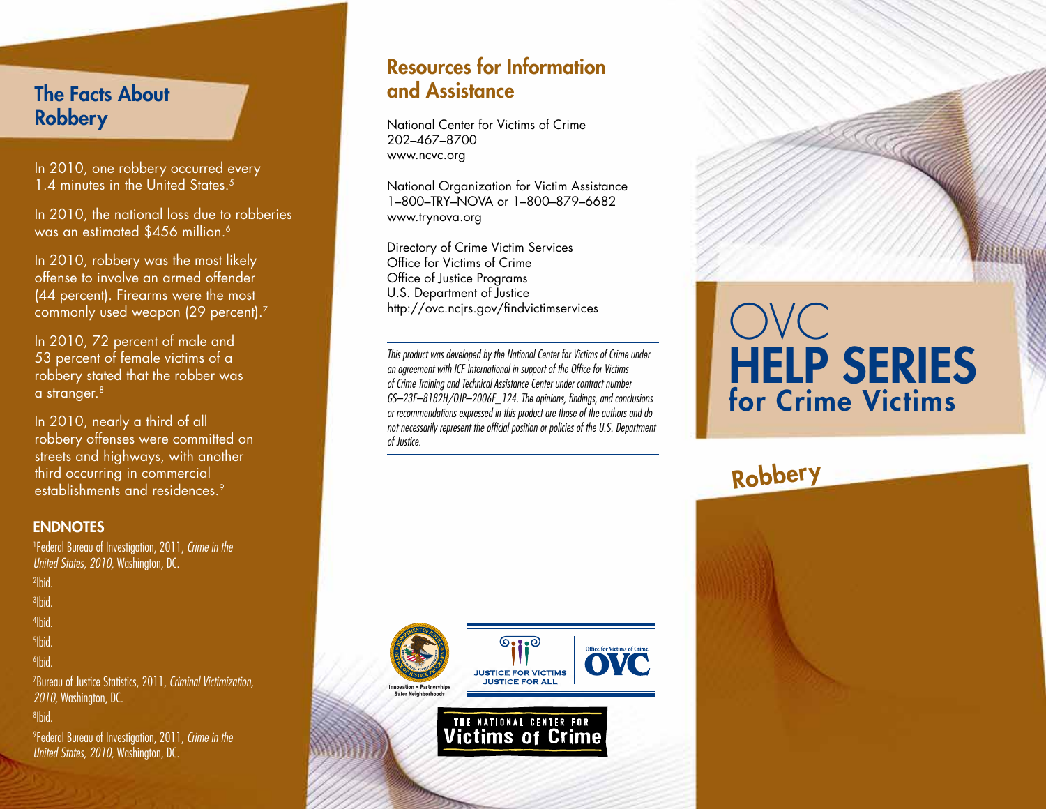## The Facts About Robbery

In 2010, one robbery occurred every 1.4 minutes in the United States.[5]

In 2010, the national loss due to robberies was an estimated $456 million.[6]

In 2010, robbery was the most likely offense to involve an armed offender (44 percent). Firearms were the most commonly used weapon (29 percent).[7]

In 2010, 72 percent of male and 53 percent of female victims of a robbery stated that the robber was a stranger.[8]

In 2010, nearly a third of all robbery offenses were committed on streets and highways, with another third occurring in commercial establishments and residences.[9]

### ENDNOTES

[1]Federal Bureau of Investigation, 2011, *Crime in the United States, 2010,* Washington, DC.

[2]Ibid.

[3]Ibid.

[4]Ibid.

[5]Ibid.

[6]Ibid.

[7]Bureau of Justice Statistics, 2011, *Criminal Victimization, 2010,* Washington, DC.

[8]Ibid.

[9]Federal Bureau of Investigation, 2011, *Crime in the United States, 2010,* Washington, DC.

## Resources for Information and Assistance

National Center for Victims of Crime
202–467–8700
www.ncvc.org

National Organization for Victim Assistance
1–800–TRY–NOVA or 1–800–879–6682
www.trynova.org

Directory of Crime Victim Services
Office for Victims of Crime
Office of Justice Programs
U.S. Department of Justice
http://ovc.ncjrs.gov/findvictimservices

*This product was developed by the National Center for Victims of Crime under an agreement with ICF International in support of the Office for Victims of Crime Training and Technical Assistance Center under contract number GS–23F–8182H/OJP–2006F_124. The opinions, findings, and conclusions or recommendations expressed in this product are those of the authors and do not necessarily represent the official position or policies of the U.S. Department of Justice.*

Innovation • Partnerships
Safer Neighborhoods

JUSTICE FOR VICTIMS
JUSTICE FOR ALL

Office for Victims of Crime
OVC

THE NATIONAL CENTER FOR
Victims of Crime

# OVC HELP SERIES for Crime Victims

## Robbery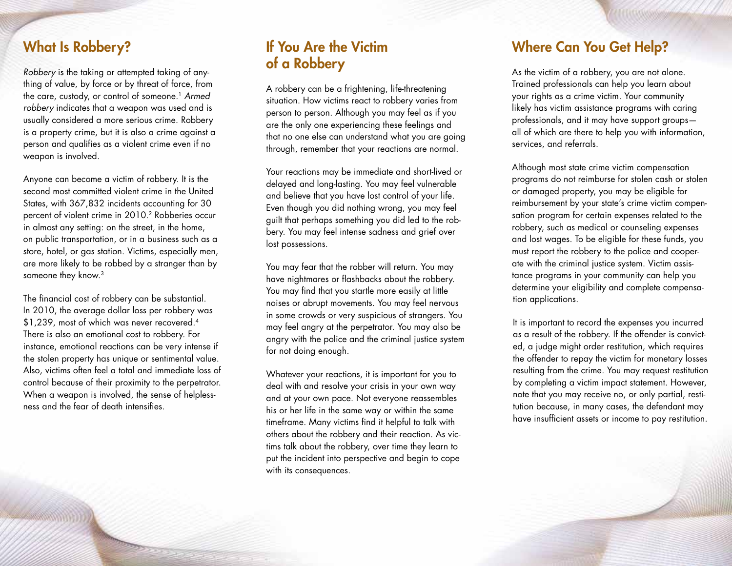## What Is Robbery?

*Robbery* is the taking or attempted taking of anything of value, by force or by threat of force, from the care, custody, or control of someone.[1] *Armed robbery* indicates that a weapon was used and is usually considered a more serious crime. Robbery is a property crime, but it is also a crime against a person and qualifies as a violent crime even if no weapon is involved.

Anyone can become a victim of robbery. It is the second most committed violent crime in the United States, with 367,832 incidents accounting for 30 percent of violent crime in 2010.[2] Robberies occur in almost any setting: on the street, in the home, on public transportation, or in a business such as a store, hotel, or gas station. Victims, especially men, are more likely to be robbed by a stranger than by someone they know.[3]

The financial cost of robbery can be substantial. In 2010, the average dollar loss per robbery was $1,239, most of which was never recovered.[4] There is also an emotional cost to robbery. For instance, emotional reactions can be very intense if the stolen property has unique or sentimental value. Also, victims often feel a total and immediate loss of control because of their proximity to the perpetrator. When a weapon is involved, the sense of helplessness and the fear of death intensifies.

## If You Are the Victim of a Robbery

A robbery can be a frightening, life-threatening situation. How victims react to robbery varies from person to person. Although you may feel as if you are the only one experiencing these feelings and that no one else can understand what you are going through, remember that your reactions are normal.

Your reactions may be immediate and short-lived or delayed and long-lasting. You may feel vulnerable and believe that you have lost control of your life. Even though you did nothing wrong, you may feel guilt that perhaps something you did led to the robbery. You may feel intense sadness and grief over lost possessions.

You may fear that the robber will return. You may have nightmares or flashbacks about the robbery. You may find that you startle more easily at little noises or abrupt movements. You may feel nervous in some crowds or very suspicious of strangers. You may feel angry at the perpetrator. You may also be angry with the police and the criminal justice system for not doing enough.

Whatever your reactions, it is important for you to deal with and resolve your crisis in your own way and at your own pace. Not everyone reassembles his or her life in the same way or within the same timeframe. Many victims find it helpful to talk with others about the robbery and their reaction. As victims talk about the robbery, over time they learn to put the incident into perspective and begin to cope with its consequences.

## Where Can You Get Help?

As the victim of a robbery, you are not alone. Trained professionals can help you learn about your rights as a crime victim. Your community likely has victim assistance programs with caring professionals, and it may have support groups—all of which are there to help you with information, services, and referrals.

Although most state crime victim compensation programs do not reimburse for stolen cash or stolen or damaged property, you may be eligible for reimbursement by your state's crime victim compensation program for certain expenses related to the robbery, such as medical or counseling expenses and lost wages. To be eligible for these funds, you must report the robbery to the police and cooperate with the criminal justice system. Victim assistance programs in your community can help you determine your eligibility and complete compensation applications.

It is important to record the expenses you incurred as a result of the robbery. If the offender is convicted, a judge might order restitution, which requires the offender to repay the victim for monetary losses resulting from the crime. You may request restitution by completing a victim impact statement. However, note that you may receive no, or only partial, restitution because, in many cases, the defendant may have insufficient assets or income to pay restitution.